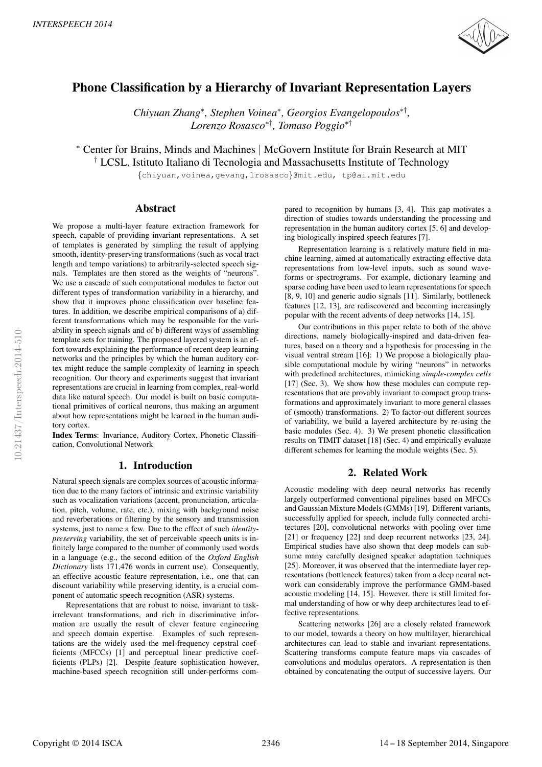# Phone Classification by a Hierarchy of Invariant Representation Layers

*Chiyuan Zhang*[*], *Stephen Voinea*[*], *Georgios Evangelopoulos*[*†], *Lorenzo Rosasco*[*†], *Tomaso Poggio*[*†]

[*] Center for Brains, Minds and Machines | McGovern Institute for Brain Research at MIT
[†] LCSL, Istituto Italiano di Tecnologia and Massachusetts Institute of Technology

{chiyuan,voinea,gevang,lrosasco}@mit.edu, tp@ai.mit.edu

## Abstract

We propose a multi-layer feature extraction framework for speech, capable of providing invariant representations. A set of templates is generated by sampling the result of applying smooth, identity-preserving transformations (such as vocal tract length and tempo variations) to arbitrarily-selected speech signals. Templates are then stored as the weights of "neurons". We use a cascade of such computational modules to factor out different types of transformation variability in a hierarchy, and show that it improves phone classification over baseline features. In addition, we describe empirical comparisons of a) different transformations which may be responsible for the variability in speech signals and of b) different ways of assembling template sets for training. The proposed layered system is an effort towards explaining the performance of recent deep learning networks and the principles by which the human auditory cortex might reduce the sample complexity of learning in speech recognition. Our theory and experiments suggest that invariant representations are crucial in learning from complex, real-world data like natural speech. Our model is built on basic computational primitives of cortical neurons, thus making an argument about how representations might be learned in the human auditory cortex.

**Index Terms**: Invariance, Auditory Cortex, Phonetic Classification, Convolutional Network

## 1. Introduction

Natural speech signals are complex sources of acoustic information due to the many factors of intrinsic and extrinsic variability such as vocalization variations (accent, pronunciation, articulation, pitch, volume, rate, etc.), mixing with background noise and reverberations or filtering by the sensory and transmission systems, just to name a few. Due to the effect of such *identity-preserving* variability, the set of perceivable speech units is infinitely large compared to the number of commonly used words in a language (e.g., the second edition of the *Oxford English Dictionary* lists 171,476 words in current use). Consequently, an effective acoustic feature representation, i.e., one that can discount variability while preserving identity, is a crucial component of automatic speech recognition (ASR) systems.

Representations that are robust to noise, invariant to task-irrelevant transformations, and rich in discriminative information are usually the result of clever feature engineering and speech domain expertise. Examples of such representations are the widely used the mel-frequency cepstral coefficients (MFCCs) [1] and perceptual linear predictive coefficients (PLPs) [2]. Despite feature sophistication however, machine-based speech recognition still under-performs compared to recognition by humans [3, 4]. This gap motivates a direction of studies towards understanding the processing and representation in the human auditory cortex [5, 6] and developing biologically inspired speech features [7].

Representation learning is a relatively mature field in machine learning, aimed at automatically extracting effective data representations from low-level inputs, such as sound waveforms or spectrograms. For example, dictionary learning and sparse coding have been used to learn representations for speech [8, 9, 10] and generic audio signals [11]. Similarly, bottleneck features [12, 13], are rediscovered and becoming increasingly popular with the recent advents of deep networks [14, 15].

Our contributions in this paper relate to both of the above directions, namely biologically-inspired and data-driven features, based on a theory and a hypothesis for processing in the visual ventral stream [16]: 1) We propose a biologically plausible computational module by wiring "neurons" in networks with predefined architectures, mimicking *simple-complex cells* [17] (Sec. 3). We show how these modules can compute representations that are provably invariant to compact group transformations and approximately invariant to more general classes of (smooth) transformations. 2) To factor-out different sources of variability, we build a layered architecture by re-using the basic modules (Sec. 4). 3) We present phonetic classification results on TIMIT dataset [18] (Sec. 4) and empirically evaluate different schemes for learning the module weights (Sec. 5).

## 2. Related Work

Acoustic modeling with deep neural networks has recently largely outperformed conventional pipelines based on MFCCs and Gaussian Mixture Models (GMMs) [19]. Different variants, successfully applied for speech, include fully connected architectures [20], convolutional networks with pooling over time [21] or frequency [22] and deep recurrent networks [23, 24]. Empirical studies have also shown that deep models can subsume many carefully designed speaker adaptation techniques [25]. Moreover, it was observed that the intermediate layer representations (bottleneck features) taken from a deep neural network can considerably improve the performance GMM-based acoustic modeling [14, 15]. However, there is still limited formal understanding of how or why deep architectures lead to effective representations.

Scattering networks [26] are a closely related framework to our model, towards a theory on how multilayer, hierarchical architectures can lead to stable and invariant representations. Scattering transforms compute feature maps via cascades of convolutions and modulus operators. A representation is then obtained by concatenating the output of successive layers. Our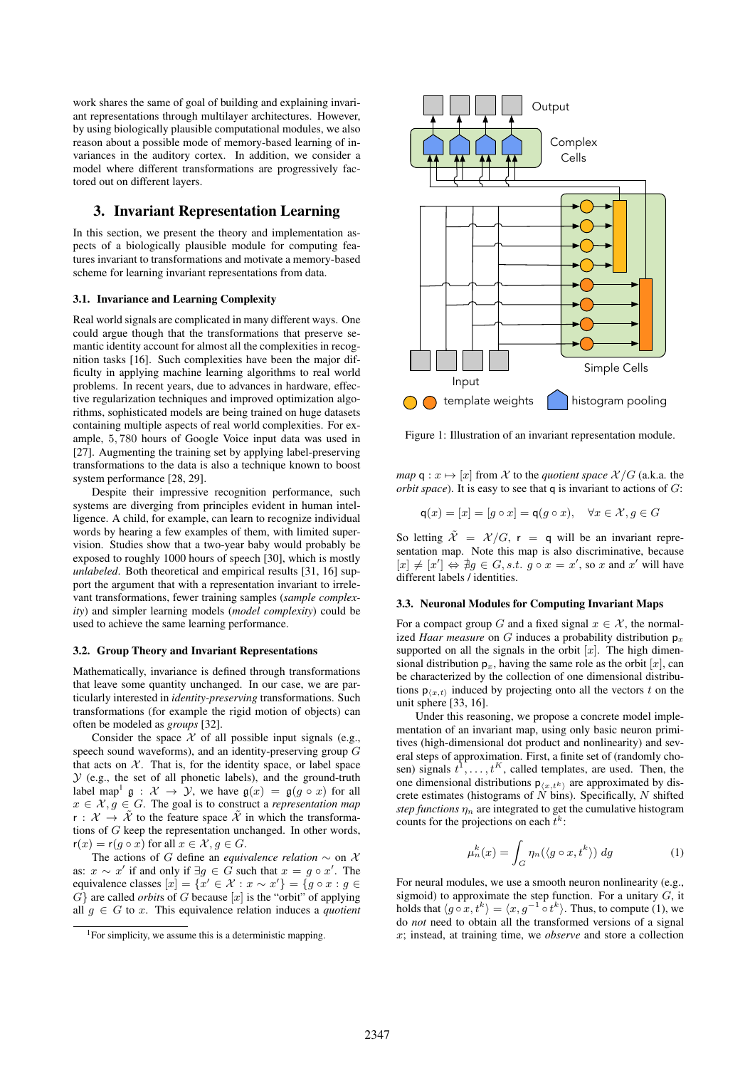work shares the same of goal of building and explaining invariant representations through multilayer architectures. However, by using biologically plausible computational modules, we also reason about a possible mode of memory-based learning of invariances in the auditory cortex. In addition, we consider a model where different transformations are progressively factored out on different layers.

## 3. Invariant Representation Learning

In this section, we present the theory and implementation aspects of a biologically plausible module for computing features invariant to transformations and motivate a memory-based scheme for learning invariant representations from data.

### 3.1. Invariance and Learning Complexity

Real world signals are complicated in many different ways. One could argue though that the transformations that preserve semantic identity account for almost all the complexities in recognition tasks [16]. Such complexities have been the major difficulty in applying machine learning algorithms to real world problems. In recent years, due to advances in hardware, effective regularization techniques and improved optimization algorithms, sophisticated models are being trained on huge datasets containing multiple aspects of real world complexities. For example, 5,780 hours of Google Voice input data was used in [27]. Augmenting the training set by applying label-preserving transformations to the data is also a technique known to boost system performance [28, 29].

Despite their impressive recognition performance, such systems are diverging from principles evident in human intelligence. A child, for example, can learn to recognize individual words by hearing a few examples of them, with limited supervision. Studies show that a two-year baby would probably be exposed to roughly 1000 hours of speech [30], which is mostly *unlabeled*. Both theoretical and empirical results [31, 16] support the argument that with a representation invariant to irrelevant transformations, fewer training samples (*sample complexity*) and simpler learning models (*model complexity*) could be used to achieve the same learning performance.

### 3.2. Group Theory and Invariant Representations

Mathematically, invariance is defined through transformations that leave some quantity unchanged. In our case, we are particularly interested in *identity-preserving* transformations. Such transformations (for example the rigid motion of objects) can often be modeled as *groups* [32].

Consider the space $\mathcal{X}$ of all possible input signals (e.g., speech sound waveforms), and an identity-preserving group $G$ that acts on $\mathcal{X}$. That is, for the identity space, or label space $\mathcal{Y}$ (e.g., the set of all phonetic labels), and the ground-truth label map[1] $\mathfrak{g} : \mathcal{X} \to \mathcal{Y}$, we have $\mathfrak{g}(x) = \mathfrak{g}(g \circ x)$ for all $x \in \mathcal{X}, g \in G$. The goal is to construct a *representation map* $\mathsf{r} : \mathcal{X} \to \tilde{\mathcal{X}}$ to the feature space $\tilde{\mathcal{X}}$ in which the transformations of $G$ keep the representation unchanged. In other words, $\mathsf{r}(x) = \mathsf{r}(g \circ x)$ for all $x \in \mathcal{X}, g \in G$.

The actions of $G$ define an *equivalence relation* $\sim$ on $\mathcal{X}$ as: $x \sim x'$ if and only if $\exists g \in G$ such that $x = g \circ x'$. The equivalence classes $[x] = \{x' \in \mathcal{X} : x \sim x'\} = \{g \circ x : g \in G\}$ are called *orbits* of $G$ because $[x]$ is the "orbit" of applying all $g \in G$ to $x$. This equivalence relation induces a *quotient map* $\mathsf{q} : x \mapsto [x]$ from $\mathcal{X}$ to the *quotient space* $\mathcal{X}/G$ (a.k.a. the *orbit space*). It is easy to see that $\mathsf{q}$ is invariant to actions of $G$:

$$\mathsf{q}(x) = [x] = [g \circ x] = \mathsf{q}(g \circ x), \quad \forall x \in \mathcal{X}, g \in G$$

So letting $\tilde{\mathcal{X}} = \mathcal{X}/G$, $\mathsf{r} = \mathsf{q}$ will be an invariant representation map. Note this map is also discriminative, because $[x] \neq [x'] \Leftrightarrow \nexists g \in G, s.t.\ g \circ x = x'$, so $x$ and $x'$ will have different labels / identities.

[1] For simplicity, we assume this is a deterministic mapping.

Output

Complex Cells

Simple Cells

Input

template weights

histogram pooling

Figure 1: Illustration of an invariant representation module.

### 3.3. Neuronal Modules for Computing Invariant Maps

For a compact group $G$ and a fixed signal $x \in \mathcal{X}$, the normalized *Haar measure* on $G$ induces a probability distribution $\mathsf{p}_x$ supported on all the signals in the orbit $[x]$. The high dimensional distribution $\mathsf{p}_x$, having the same role as the orbit $[x]$, can be characterized by the collection of one dimensional distributions $\mathsf{p}_{\langle x,t \rangle}$ induced by projecting onto all the vectors $t$ on the unit sphere [33, 16].

Under this reasoning, we propose a concrete model implementation of an invariant map, using only basic neuron primitives (high-dimensional dot product and nonlinearity) and several steps of approximation. First, a finite set of (randomly chosen) signals $t^1, \ldots, t^K$, called templates, are used. Then, the one dimensional distributions $\mathsf{p}_{\langle x,t^k \rangle}$ are approximated by discrete estimates (histograms of $N$ bins). Specifically, $N$ shifted *step functions* $\eta_n$ are integrated to get the cumulative histogram counts for the projections on each $t^k$:

$$\mu_n^k(x) = \int_G \eta_n(\langle g \circ x, t^k \rangle)\, dg \tag{1}$$

For neural modules, we use a smooth neuron nonlinearity (e.g., sigmoid) to approximate the step function. For a unitary $G$, it holds that $\langle g \circ x, t^k \rangle = \langle x, g^{-1} \circ t^k \rangle$. Thus, to compute (1), we do *not* need to obtain all the transformed versions of a signal $x$; instead, at training time, we *observe* and store a collection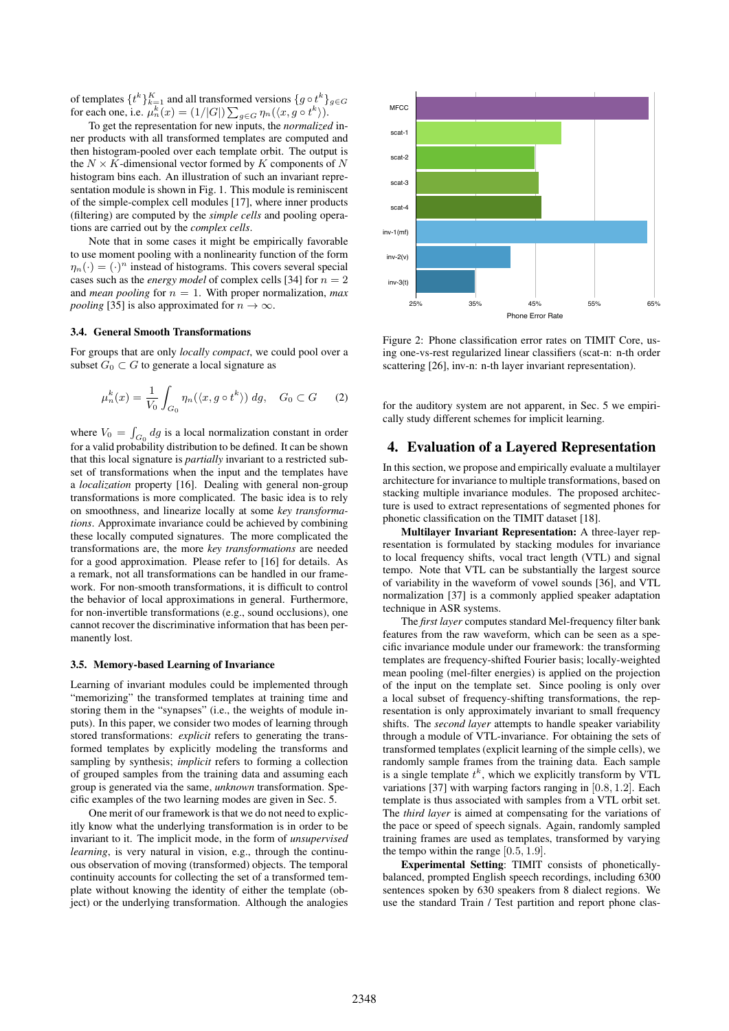of templates $\{t^k\}_{k=1}^K$ and all transformed versions $\{g \circ t^k\}_{g \in G}$ for each one, i.e. $\mu_n^k(x) = (1/|G|)\sum_{g\in G} \eta_n(\langle x, g \circ t^k \rangle)$.

To get the representation for new inputs, the *normalized* inner products with all transformed templates are computed and then histogram-pooled over each template orbit. The output is the $N \times K$-dimensional vector formed by $K$ components of $N$ histogram bins each. An illustration of such an invariant representation module is shown in Fig. 1. This module is reminiscent of the simple-complex cell modules [17], where inner products (filtering) are computed by the *simple cells* and pooling operations are carried out by the *complex cells*.

Note that in some cases it might be empirically favorable to use moment pooling with a nonlinearity function of the form $\eta_n(\cdot) = (\cdot)^n$ instead of histograms. This covers several special cases such as the *energy model* of complex cells [34] for $n = 2$ and *mean pooling* for $n = 1$. With proper normalization, *max pooling* [35] is also approximated for $n \to \infty$.

### 3.4. General Smooth Transformations

For groups that are only *locally compact*, we could pool over a subset $G_0 \subset G$ to generate a local signature as

$$\mu_n^k(x) = \frac{1}{V_0} \int_{G_0} \eta_n(\langle x, g \circ t^k \rangle)\, dg, \quad G_0 \subset G \qquad (2)$$

where $V_0 = \int_{G_0} dg$ is a local normalization constant in order for a valid probability distribution to be defined. It can be shown that this local signature is *partially* invariant to a restricted subset of transformations when the input and the templates have a *localization* property [16]. Dealing with general non-group transformations is more complicated. The basic idea is to rely on smoothness, and linearize locally at some *key transformations*. Approximate invariance could be achieved by combining these locally computed signatures. The more complicated the transformations are, the more *key transformations* are needed for a good approximation. Please refer to [16] for details. As a remark, not all transformations can be handled in our framework. For non-smooth transformations, it is difficult to control the behavior of local approximations in general. Furthermore, for non-invertible transformations (e.g., sound occlusions), one cannot recover the discriminative information that has been permanently lost.

### 3.5. Memory-based Learning of Invariance

Learning of invariant modules could be implemented through "memorizing" the transformed templates at training time and storing them in the "synapses" (i.e., the weights of module inputs). In this paper, we consider two modes of learning through stored transformations: *explicit* refers to generating the transformed templates by explicitly modeling the transforms and sampling by synthesis; *implicit* refers to forming a collection of grouped samples from the training data and assuming each group is generated via the same, *unknown* transformation. Specific examples of the two learning modes are given in Sec. 5.

One merit of our framework is that we do not need to explicitly know what the underlying transformation is in order to be invariant to it. The implicit mode, in the form of *unsupervised learning*, is very natural in vision, e.g., through the continuous observation of moving (transformed) objects. The temporal continuity accounts for collecting the set of a transformed template without knowing the identity of either the template (object) or the underlying transformation. Although the analogies for the auditory system are not apparent, in Sec. 5 we empirically study different schemes for implicit learning.

MFCC
scat-1
scat-2
scat-3
scat-4
inv-1(mf)
inv-2(v)
inv-3(t)
25%
35%
45%
55%
65%
Phone Error Rate

Figure 2: Phone classification error rates on TIMIT Core, using one-vs-rest regularized linear classifiers (scat-n: n-th order scattering [26], inv-n: n-th layer invariant representation).

## 4. Evaluation of a Layered Representation

In this section, we propose and empirically evaluate a multilayer architecture for invariance to multiple transformations, based on stacking multiple invariance modules. The proposed architecture is used to extract representations of segmented phones for phonetic classification on the TIMIT dataset [18].

**Multilayer Invariant Representation:** A three-layer representation is formulated by stacking modules for invariance to local frequency shifts, vocal tract length (VTL) and signal tempo. Note that VTL can be substantially the largest source of variability in the waveform of vowel sounds [36], and VTL normalization [37] is a commonly applied speaker adaptation technique in ASR systems.

The *first layer* computes standard Mel-frequency filter bank features from the raw waveform, which can be seen as a specific invariance module under our framework: the transforming templates are frequency-shifted Fourier basis; locally-weighted mean pooling (mel-filter energies) is applied on the projection of the input on the template set. Since pooling is only over a local subset of frequency-shifting transformations, the representation is only approximately invariant to small frequency shifts. The *second layer* attempts to handle speaker variability through a module of VTL-invariance. For obtaining the sets of transformed templates (explicit learning of the simple cells), we randomly sample frames from the training data. Each sample is a single template $t^k$, which we explicitly transform by VTL variations [37] with warping factors ranging in $[0.8, 1.2]$. Each template is thus associated with samples from a VTL orbit set. The *third layer* is aimed at compensating for the variations of the pace or speed of speech signals. Again, randomly sampled training frames are used as templates, transformed by varying the tempo within the range $[0.5, 1.9]$.

**Experimental Setting**: TIMIT consists of phonetically-balanced, prompted English speech recordings, including 6300 sentences spoken by 630 speakers from 8 dialect regions. We use the standard Train / Test partition and report phone clas-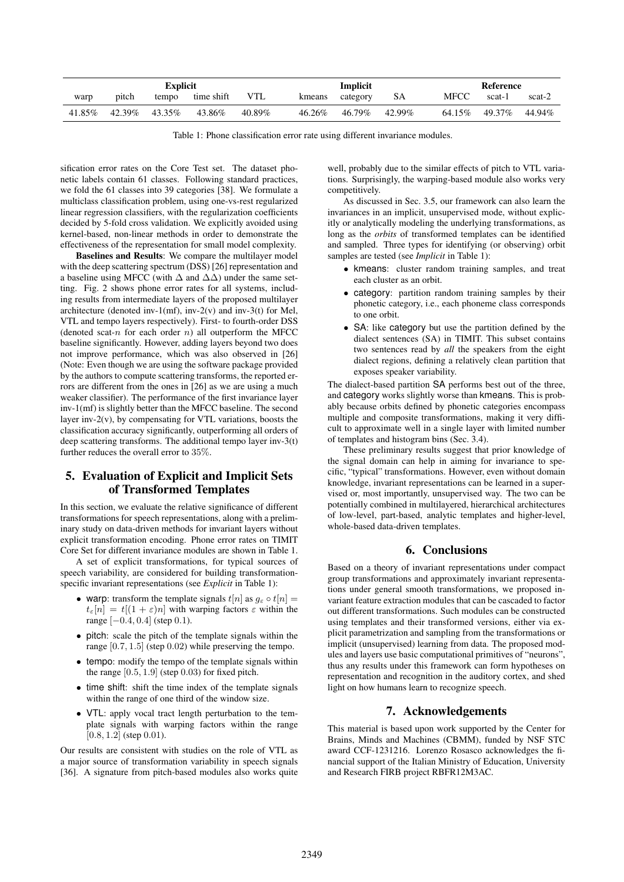| Explicit | | | | | Implicit | | | Reference | | |
|---|---|---|---|---|---|---|---|---|---|---|
| warp | pitch | tempo | time shift | VTL | kmeans | category | SA | MFCC | scat-1 | scat-2 |
| 41.85% | 42.39% | 43.35% | 43.86% | 40.89% | 46.26% | 46.79% | 42.99% | 64.15% | 49.37% | 44.94% |

Table 1: Phone classification error rate using different invariance modules.

sification error rates on the Core Test set. The dataset phonetic labels contain 61 classes. Following standard practices, we fold the 61 classes into 39 categories [38]. We formulate a multiclass classification problem, using one-vs-rest regularized linear regression classifiers, with the regularization coefficients decided by 5-fold cross validation. We explicitly avoided using kernel-based, non-linear methods in order to demonstrate the effectiveness of the representation for small model complexity.

**Baselines and Results**: We compare the multilayer model with the deep scattering spectrum (DSS) [26] representation and a baseline using MFCC (with $\Delta$ and $\Delta\Delta$) under the same setting. Fig. 2 shows phone error rates for all systems, including results from intermediate layers of the proposed multilayer architecture (denoted inv-1(mf), inv-2(v) and inv-3(t) for Mel, VTL and tempo layers respectively). First- to fourth-order DSS (denoted scat-$n$ for each order $n$) all outperform the MFCC baseline significantly. However, adding layers beyond two does not improve performance, which was also observed in [26] (Note: Even though we are using the software package provided by the authors to compute scattering transforms, the reported errors are different from the ones in [26] as we are using a much weaker classifier). The performance of the first invariance layer inv-1(mf) is slightly better than the MFCC baseline. The second layer inv-2(v), by compensating for VTL variations, boosts the classification accuracy significantly, outperforming all orders of deep scattering transforms. The additional tempo layer inv-3(t) further reduces the overall error to 35%.

## 5. Evaluation of Explicit and Implicit Sets of Transformed Templates

In this section, we evaluate the relative significance of different transformations for speech representations, along with a preliminary study on data-driven methods for invariant layers without explicit transformation encoding. Phone error rates on TIMIT Core Set for different invariance modules are shown in Table 1.

A set of explicit transformations, for typical sources of speech variability, are considered for building transformation-specific invariant representations (see *Explicit* in Table 1):

- warp: transform the template signals $t[n]$ as $g_\varepsilon \circ t[n] = t_\varepsilon[n] = t[(1+\varepsilon)n]$ with warping factors $\varepsilon$ within the range $[-0.4, 0.4]$ (step 0.1).
- pitch: scale the pitch of the template signals within the range $[0.7, 1.5]$ (step 0.02) while preserving the tempo.
- tempo: modify the tempo of the template signals within the range $[0.5, 1.9]$ (step 0.03) for fixed pitch.
- time shift: shift the time index of the template signals within the range of one third of the window size.
- VTL: apply vocal tract length perturbation to the template signals with warping factors within the range $[0.8, 1.2]$ (step 0.01).

Our results are consistent with studies on the role of VTL as a major source of transformation variability in speech signals [36]. A signature from pitch-based modules also works quite well, probably due to the similar effects of pitch to VTL variations. Surprisingly, the warping-based module also works very competitively.

As discussed in Sec. 3.5, our framework can also learn the invariances in an implicit, unsupervised mode, without explicitly or analytically modeling the underlying transformations, as long as the *orbits* of transformed templates can be identified and sampled. Three types for identifying (or observing) orbit samples are tested (see *Implicit* in Table 1):

- kmeans: cluster random training samples, and treat each cluster as an orbit.
- category: partition random training samples by their phonetic category, i.e., each phoneme class corresponds to one orbit.
- SA: like category but use the partition defined by the dialect sentences (SA) in TIMIT. This subset contains two sentences read by *all* the speakers from the eight dialect regions, defining a relatively clean partition that exposes speaker variability.

The dialect-based partition SA performs best out of the three, and category works slightly worse than kmeans. This is probably because orbits defined by phonetic categories encompass multiple and composite transformations, making it very difficult to approximate well in a single layer with limited number of templates and histogram bins (Sec. 3.4).

These preliminary results suggest that prior knowledge of the signal domain can help in aiming for invariance to specific, "typical" transformations. However, even without domain knowledge, invariant representations can be learned in a supervised or, most importantly, unsupervised way. The two can be potentially combined in multilayered, hierarchical architectures of low-level, part-based, analytic templates and higher-level, whole-based data-driven templates.

## 6. Conclusions

Based on a theory of invariant representations under compact group transformations and approximately invariant representations under general smooth transformations, we proposed invariant feature extraction modules that can be cascaded to factor out different transformations. Such modules can be constructed using templates and their transformed versions, either via explicit parametrization and sampling from the transformations or implicit (unsupervised) learning from data. The proposed modules and layers use basic computational primitives of "neurons", thus any results under this framework can form hypotheses on representation and recognition in the auditory cortex, and shed light on how humans learn to recognize speech.

## 7. Acknowledgements

This material is based upon work supported by the Center for Brains, Minds and Machines (CBMM), funded by NSF STC award CCF-1231216. Lorenzo Rosasco acknowledges the financial support of the Italian Ministry of Education, University and Research FIRB project RBFR12M3AC.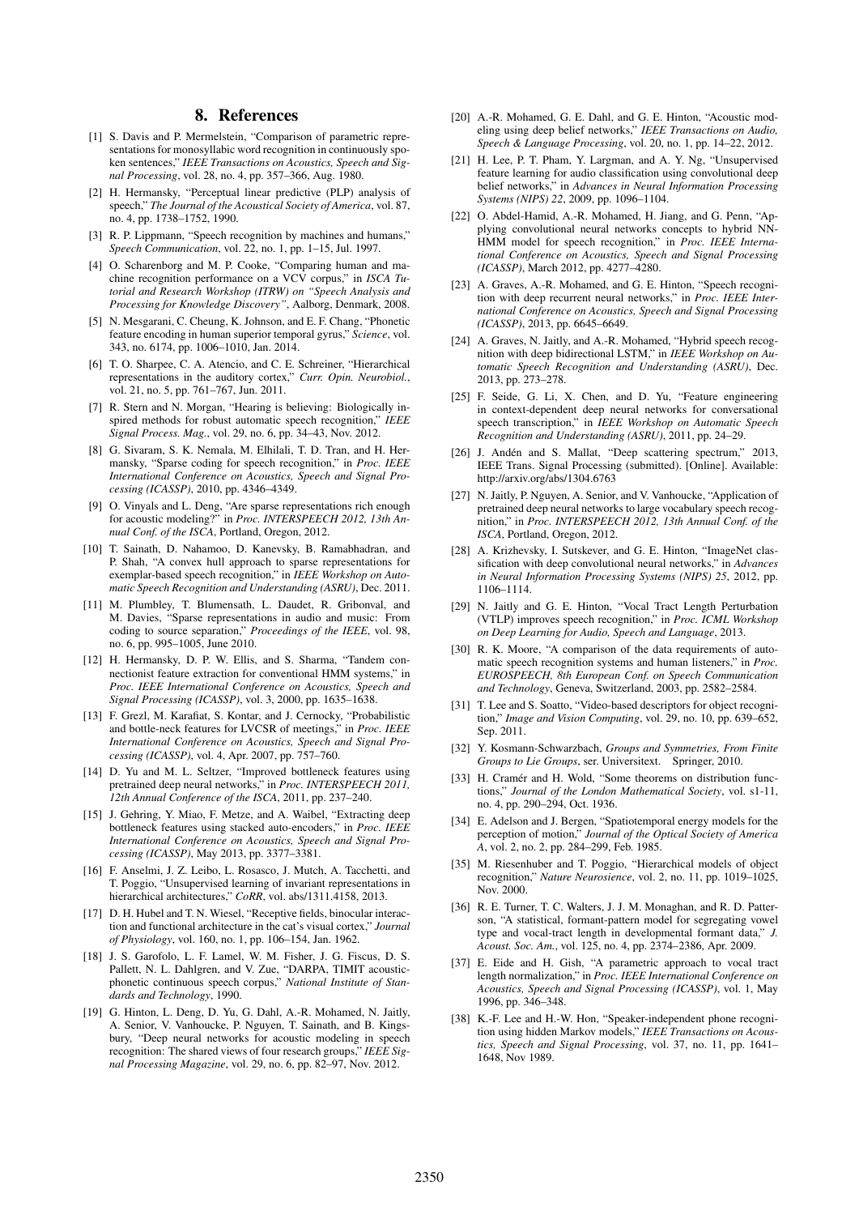## 8. References

[1] S. Davis and P. Mermelstein, "Comparison of parametric representations for monosyllabic word recognition in continuously spoken sentences," *IEEE Transactions on Acoustics, Speech and Signal Processing*, vol. 28, no. 4, pp. 357–366, Aug. 1980.

[2] H. Hermansky, "Perceptual linear predictive (PLP) analysis of speech," *The Journal of the Acoustical Society of America*, vol. 87, no. 4, pp. 1738–1752, 1990.

[3] R. P. Lippmann, "Speech recognition by machines and humans," *Speech Communication*, vol. 22, no. 1, pp. 1–15, Jul. 1997.

[4] O. Scharenborg and M. P. Cooke, "Comparing human and machine recognition performance on a VCV corpus," in *ISCA Tutorial and Research Workshop (ITRW) on "Speech Analysis and Processing for Knowledge Discovery"*, Aalborg, Denmark, 2008.

[5] N. Mesgarani, C. Cheung, K. Johnson, and E. F. Chang, "Phonetic feature encoding in human superior temporal gyrus," *Science*, vol. 343, no. 6174, pp. 1006–1010, Jan. 2014.

[6] T. O. Sharpee, C. A. Atencio, and C. E. Schreiner, "Hierarchical representations in the auditory cortex," *Curr. Opin. Neurobiol.*, vol. 21, no. 5, pp. 761–767, Jun. 2011.

[7] R. Stern and N. Morgan, "Hearing is believing: Biologically inspired methods for robust automatic speech recognition," *IEEE Signal Process. Mag.*, vol. 29, no. 6, pp. 34–43, Nov. 2012.

[8] G. Sivaram, S. K. Nemala, M. Elhilali, T. D. Tran, and H. Hermansky, "Sparse coding for speech recognition," in *Proc. IEEE International Conference on Acoustics, Speech and Signal Processing (ICASSP)*, 2010, pp. 4346–4349.

[9] O. Vinyals and L. Deng, "Are sparse representations rich enough for acoustic modeling?" in *Proc. INTERSPEECH 2012, 13th Annual Conf. of the ISCA*, Portland, Oregon, 2012.

[10] T. Sainath, D. Nahamoo, D. Kanevsky, B. Ramabhadran, and P. Shah, "A convex hull approach to sparse representations for exemplar-based speech recognition," in *IEEE Workshop on Automatic Speech Recognition and Understanding (ASRU)*, Dec. 2011.

[11] M. Plumbley, T. Blumensath, L. Daudet, R. Gribonval, and M. Davies, "Sparse representations in audio and music: From coding to source separation," *Proceedings of the IEEE*, vol. 98, no. 6, pp. 995–1005, June 2010.

[12] H. Hermansky, D. P. W. Ellis, and S. Sharma, "Tandem connectionist feature extraction for conventional HMM systems," in *Proc. IEEE International Conference on Acoustics, Speech and Signal Processing (ICASSP)*, vol. 3, 2000, pp. 1635–1638.

[13] F. Grezl, M. Karafiat, S. Kontar, and J. Cernocky, "Probabilistic and bottle-neck features for LVCSR of meetings," in *Proc. IEEE International Conference on Acoustics, Speech and Signal Processing (ICASSP)*, vol. 4, Apr. 2007, pp. 757–760.

[14] D. Yu and M. L. Seltzer, "Improved bottleneck features using pretrained deep neural networks," in *Proc. INTERSPEECH 2011, 12th Annual Conference of the ISCA*, 2011, pp. 237–240.

[15] J. Gehring, Y. Miao, F. Metze, and A. Waibel, "Extracting deep bottleneck features using stacked auto-encoders," in *Proc. IEEE International Conference on Acoustics, Speech and Signal Processing (ICASSP)*, May 2013, pp. 3377–3381.

[16] F. Anselmi, J. Z. Leibo, L. Rosasco, J. Mutch, A. Tacchetti, and T. Poggio, "Unsupervised learning of invariant representations in hierarchical architectures," *CoRR*, vol. abs/1311.4158, 2013.

[17] D. H. Hubel and T. N. Wiesel, "Receptive fields, binocular interaction and functional architecture in the cat's visual cortex," *Journal of Physiology*, vol. 160, no. 1, pp. 106–154, Jan. 1962.

[18] J. S. Garofolo, L. F. Lamel, W. M. Fisher, J. G. Fiscus, D. S. Pallett, N. L. Dahlgren, and V. Zue, "DARPA, TIMIT acoustic-phonetic continuous speech corpus," *National Institute of Standards and Technology*, 1990.

[19] G. Hinton, L. Deng, D. Yu, G. Dahl, A.-R. Mohamed, N. Jaitly, A. Senior, V. Vanhoucke, P. Nguyen, T. Sainath, and B. Kingsbury, "Deep neural networks for acoustic modeling in speech recognition: The shared views of four research groups," *IEEE Signal Processing Magazine*, vol. 29, no. 6, pp. 82–97, Nov. 2012.

[20] A.-R. Mohamed, G. E. Dahl, and G. E. Hinton, "Acoustic modeling using deep belief networks," *IEEE Transactions on Audio, Speech & Language Processing*, vol. 20, no. 1, pp. 14–22, 2012.

[21] H. Lee, P. T. Pham, Y. Largman, and A. Y. Ng, "Unsupervised feature learning for audio classification using convolutional deep belief networks," in *Advances in Neural Information Processing Systems (NIPS) 22*, 2009, pp. 1096–1104.

[22] O. Abdel-Hamid, A.-R. Mohamed, H. Jiang, and G. Penn, "Applying convolutional neural networks concepts to hybrid NN-HMM model for speech recognition," in *Proc. IEEE International Conference on Acoustics, Speech and Signal Processing (ICASSP)*, March 2012, pp. 4277–4280.

[23] A. Graves, A.-R. Mohamed, and G. E. Hinton, "Speech recognition with deep recurrent neural networks," in *Proc. IEEE International Conference on Acoustics, Speech and Signal Processing (ICASSP)*, 2013, pp. 6645–6649.

[24] A. Graves, N. Jaitly, and A.-R. Mohamed, "Hybrid speech recognition with deep bidirectional LSTM," in *IEEE Workshop on Automatic Speech Recognition and Understanding (ASRU)*, Dec. 2013, pp. 273–278.

[25] F. Seide, G. Li, X. Chen, and D. Yu, "Feature engineering in context-dependent deep neural networks for conversational speech transcription," in *IEEE Workshop on Automatic Speech Recognition and Understanding (ASRU)*, 2011, pp. 24–29.

[26] J. Andén and S. Mallat, "Deep scattering spectrum," 2013, IEEE Trans. Signal Processing (submitted). [Online]. Available: http://arxiv.org/abs/1304.6763

[27] N. Jaitly, P. Nguyen, A. Senior, and V. Vanhoucke, "Application of pretrained deep neural networks to large vocabulary speech recognition," in *Proc. INTERSPEECH 2012, 13th Annual Conf. of the ISCA*, Portland, Oregon, 2012.

[28] A. Krizhevsky, I. Sutskever, and G. E. Hinton, "ImageNet classification with deep convolutional neural networks," in *Advances in Neural Information Processing Systems (NIPS) 25*, 2012, pp. 1106–1114.

[29] N. Jaitly and G. E. Hinton, "Vocal Tract Length Perturbation (VTLP) improves speech recognition," in *Proc. ICML Workshop on Deep Learning for Audio, Speech and Language*, 2013.

[30] R. K. Moore, "A comparison of the data requirements of automatic speech recognition systems and human listeners," in *Proc. EUROSPEECH, 8th European Conf. on Speech Communication and Technology*, Geneva, Switzerland, 2003, pp. 2582–2584.

[31] T. Lee and S. Soatto, "Video-based descriptors for object recognition," *Image and Vision Computing*, vol. 29, no. 10, pp. 639–652, Sep. 2011.

[32] Y. Kosmann-Schwarzbach, *Groups and Symmetries, From Finite Groups to Lie Groups*, ser. Universitext. Springer, 2010.

[33] H. Cramér and H. Wold, "Some theorems on distribution functions," *Journal of the London Mathematical Society*, vol. s1-11, no. 4, pp. 290–294, Oct. 1936.

[34] E. Adelson and J. Bergen, "Spatiotemporal energy models for the perception of motion," *Journal of the Optical Society of America A*, vol. 2, no. 2, pp. 284–299, Feb. 1985.

[35] M. Riesenhuber and T. Poggio, "Hierarchical models of object recognition," *Nature Neuroscience*, vol. 2, no. 11, pp. 1019–1025, Nov. 2000.

[36] R. E. Turner, T. C. Walters, J. J. M. Monaghan, and R. D. Patterson, "A statistical, formant-pattern model for segregating vowel type and vocal-tract length in developmental formant data," *J. Acoust. Soc. Am.*, vol. 125, no. 4, pp. 2374–2386, Apr. 2009.

[37] E. Eide and H. Gish, "A parametric approach to vocal tract length normalization," in *Proc. IEEE International Conference on Acoustics, Speech and Signal Processing (ICASSP)*, vol. 1, May 1996, pp. 346–348.

[38] K.-F. Lee and H.-W. Hon, "Speaker-independent phone recognition using hidden Markov models," *IEEE Transactions on Acoustics, Speech and Signal Processing*, vol. 37, no. 11, pp. 1641–1648, Nov 1989.